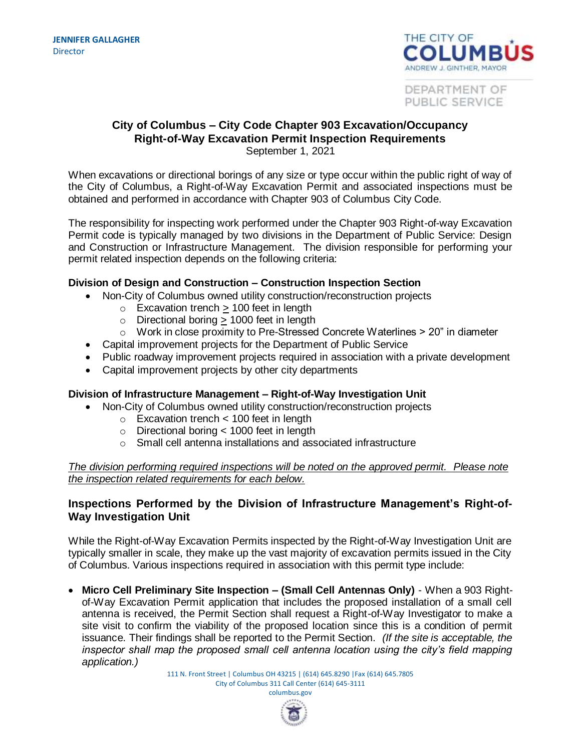**JENNIFER GALLAGHER**
Director

THE CITY OF
COLUMBUS
ANDREW J. GINTHER, MAYOR

DEPARTMENT OF
PUBLIC SERVICE

# City of Columbus – City Code Chapter 903 Excavation/Occupancy Right-of-Way Excavation Permit Inspection Requirements

September 1, 2021

When excavations or directional borings of any size or type occur within the public right of way of the City of Columbus, a Right-of-Way Excavation Permit and associated inspections must be obtained and performed in accordance with Chapter 903 of Columbus City Code.

The responsibility for inspecting work performed under the Chapter 903 Right-of-way Excavation Permit code is typically managed by two divisions in the Department of Public Service: Design and Construction or Infrastructure Management. The division responsible for performing your permit related inspection depends on the following criteria:

**Division of Design and Construction – Construction Inspection Section**

- Non-City of Columbus owned utility construction/reconstruction projects
  - Excavation trench $\geq$ 100 feet in length
  - Directional boring $\geq$ 1000 feet in length
  - Work in close proximity to Pre-Stressed Concrete Waterlines > 20" in diameter
- Capital improvement projects for the Department of Public Service
- Public roadway improvement projects required in association with a private development
- Capital improvement projects by other city departments

**Division of Infrastructure Management – Right-of-Way Investigation Unit**

- Non-City of Columbus owned utility construction/reconstruction projects
  - Excavation trench < 100 feet in length
  - Directional boring < 1000 feet in length
  - Small cell antenna installations and associated infrastructure

*The division performing required inspections will be noted on the approved permit. Please note the inspection related requirements for each below.*

## Inspections Performed by the Division of Infrastructure Management's Right-of-Way Investigation Unit

While the Right-of-Way Excavation Permits inspected by the Right-of-Way Investigation Unit are typically smaller in scale, they make up the vast majority of excavation permits issued in the City of Columbus. Various inspections required in association with this permit type include:

- **Micro Cell Preliminary Site Inspection – (Small Cell Antennas Only)** - When a 903 Right-of-Way Excavation Permit application that includes the proposed installation of a small cell antenna is received, the Permit Section shall request a Right-of-Way Investigator to make a site visit to confirm the viability of the proposed location since this is a condition of permit issuance. Their findings shall be reported to the Permit Section. *(If the site is acceptable, the inspector shall map the proposed small cell antenna location using the city's field mapping application.)*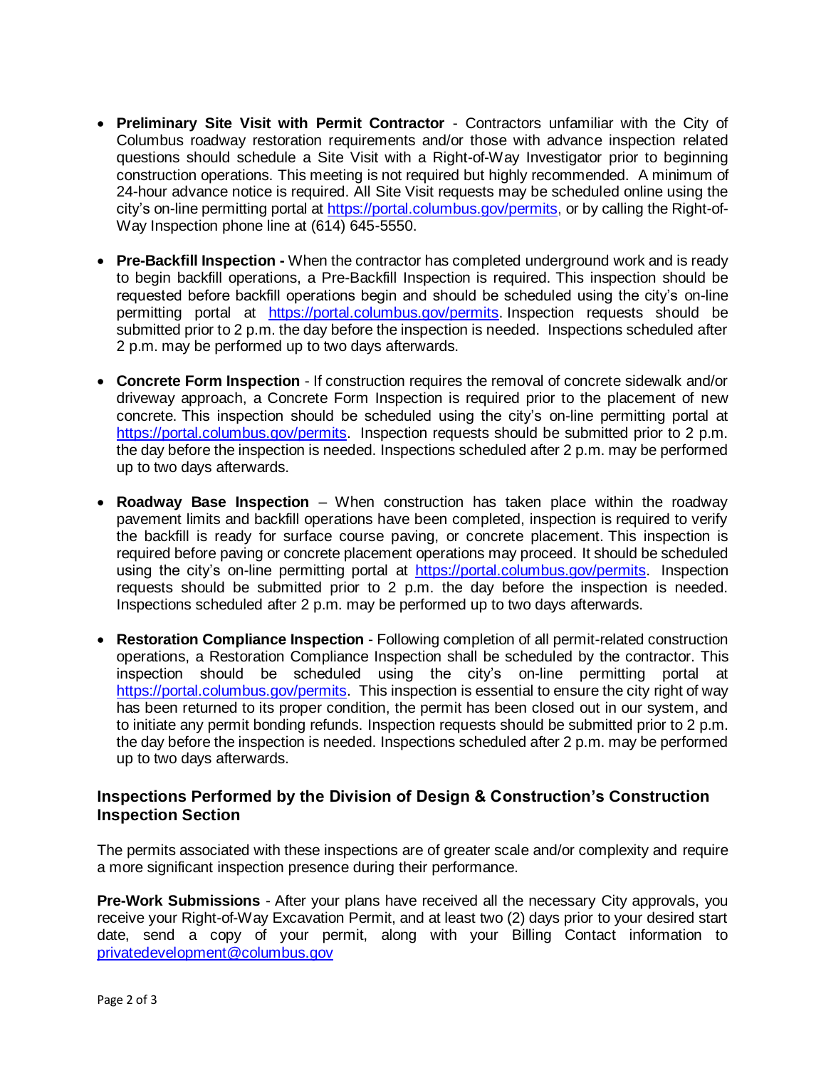- **Preliminary Site Visit with Permit Contractor** - Contractors unfamiliar with the City of Columbus roadway restoration requirements and/or those with advance inspection related questions should schedule a Site Visit with a Right-of-Way Investigator prior to beginning construction operations. This meeting is not required but highly recommended. A minimum of 24-hour advance notice is required. All Site Visit requests may be scheduled online using the city's on-line permitting portal at https://portal.columbus.gov/permits, or by calling the Right-of-Way Inspection phone line at (614) 645-5550.

- **Pre-Backfill Inspection -** When the contractor has completed underground work and is ready to begin backfill operations, a Pre-Backfill Inspection is required. This inspection should be requested before backfill operations begin and should be scheduled using the city's on-line permitting portal at https://portal.columbus.gov/permits. Inspection requests should be submitted prior to 2 p.m. the day before the inspection is needed. Inspections scheduled after 2 p.m. may be performed up to two days afterwards.

- **Concrete Form Inspection** - If construction requires the removal of concrete sidewalk and/or driveway approach, a Concrete Form Inspection is required prior to the placement of new concrete. This inspection should be scheduled using the city's on-line permitting portal at https://portal.columbus.gov/permits. Inspection requests should be submitted prior to 2 p.m. the day before the inspection is needed. Inspections scheduled after 2 p.m. may be performed up to two days afterwards.

- **Roadway Base Inspection** – When construction has taken place within the roadway pavement limits and backfill operations have been completed, inspection is required to verify the backfill is ready for surface course paving, or concrete placement. This inspection is required before paving or concrete placement operations may proceed. It should be scheduled using the city's on-line permitting portal at https://portal.columbus.gov/permits. Inspection requests should be submitted prior to 2 p.m. the day before the inspection is needed. Inspections scheduled after 2 p.m. may be performed up to two days afterwards.

- **Restoration Compliance Inspection** - Following completion of all permit-related construction operations, a Restoration Compliance Inspection shall be scheduled by the contractor. This inspection should be scheduled using the city's on-line permitting portal at https://portal.columbus.gov/permits. This inspection is essential to ensure the city right of way has been returned to its proper condition, the permit has been closed out in our system, and to initiate any permit bonding refunds. Inspection requests should be submitted prior to 2 p.m. the day before the inspection is needed. Inspections scheduled after 2 p.m. may be performed up to two days afterwards.

## Inspections Performed by the Division of Design & Construction's Construction Inspection Section

The permits associated with these inspections are of greater scale and/or complexity and require a more significant inspection presence during their performance.

**Pre-Work Submissions** - After your plans have received all the necessary City approvals, you receive your Right-of-Way Excavation Permit, and at least two (2) days prior to your desired start date, send a copy of your permit, along with your Billing Contact information to privatedevelopment@columbus.gov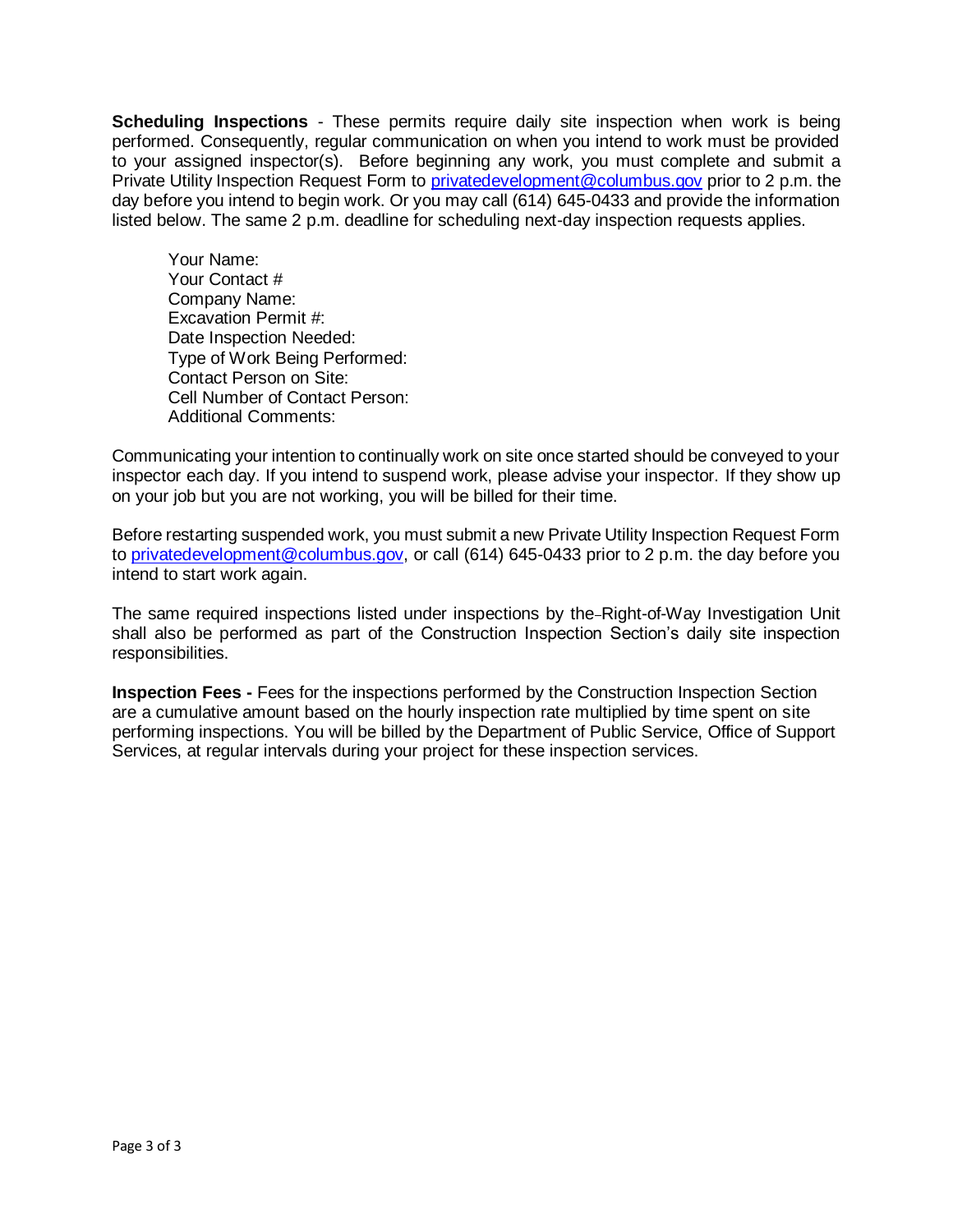**Scheduling Inspections** - These permits require daily site inspection when work is being performed. Consequently, regular communication on when you intend to work must be provided to your assigned inspector(s). Before beginning any work, you must complete and submit a Private Utility Inspection Request Form to privatedevelopment@columbus.gov prior to 2 p.m. the day before you intend to begin work. Or you may call (614) 645-0433 and provide the information listed below. The same 2 p.m. deadline for scheduling next-day inspection requests applies.

Your Name:
Your Contact #
Company Name:
Excavation Permit #:
Date Inspection Needed:
Type of Work Being Performed:
Contact Person on Site:
Cell Number of Contact Person:
Additional Comments:

Communicating your intention to continually work on site once started should be conveyed to your inspector each day. If you intend to suspend work, please advise your inspector. If they show up on your job but you are not working, you will be billed for their time.

Before restarting suspended work, you must submit a new Private Utility Inspection Request Form to privatedevelopment@columbus.gov, or call (614) 645-0433 prior to 2 p.m. the day before you intend to start work again.

The same required inspections listed under inspections by the Right-of-Way Investigation Unit shall also be performed as part of the Construction Inspection Section's daily site inspection responsibilities.

**Inspection Fees -** Fees for the inspections performed by the Construction Inspection Section are a cumulative amount based on the hourly inspection rate multiplied by time spent on site performing inspections. You will be billed by the Department of Public Service, Office of Support Services, at regular intervals during your project for these inspection services.